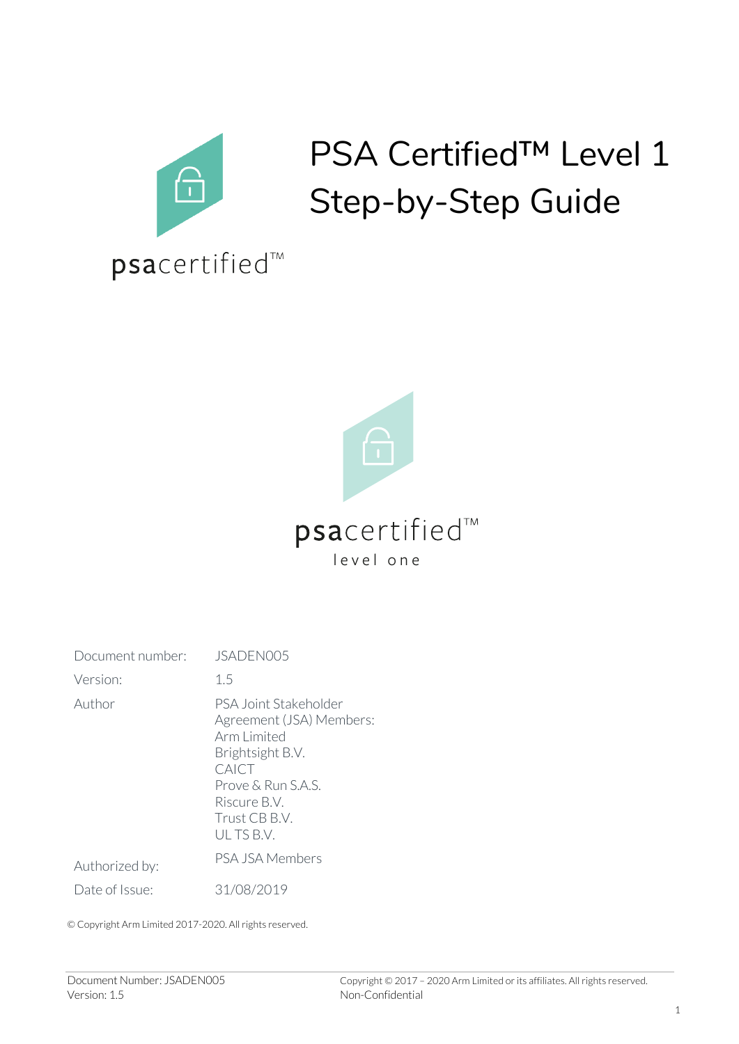# PSA Certified™ Level 1 Step-by-Step Guide

psacertified™

psacertified™
level one

| Document number: | JSADEN005 |
|---|---|
| Version: | 1.5 |
| Author | PSA Joint Stakeholder Agreement (JSA) Members: Arm Limited Brightsight B.V. CAICT Prove & Run S.A.S. Riscure B.V. Trust CB B.V. UL TS B.V. |
| Authorized by: | PSA JSA Members |
| Date of Issue: | 31/08/2019 |

© Copyright Arm Limited 2017-2020. All rights reserved.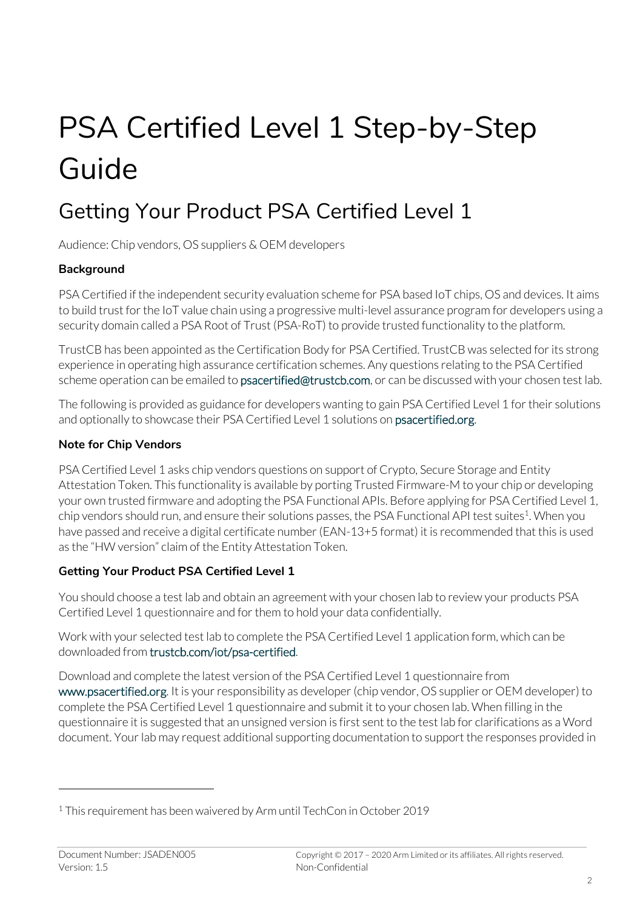# PSA Certified Level 1 Step-by-Step Guide

## Getting Your Product PSA Certified Level 1

Audience: Chip vendors, OS suppliers & OEM developers

**Background**

PSA Certified if the independent security evaluation scheme for PSA based IoT chips, OS and devices. It aims to build trust for the IoT value chain using a progressive multi-level assurance program for developers using a security domain called a PSA Root of Trust (PSA-RoT) to provide trusted functionality to the platform.

TrustCB has been appointed as the Certification Body for PSA Certified. TrustCB was selected for its strong experience in operating high assurance certification schemes. Any questions relating to the PSA Certified scheme operation can be emailed to psacertified@trustcb.com, or can be discussed with your chosen test lab.

The following is provided as guidance for developers wanting to gain PSA Certified Level 1 for their solutions and optionally to showcase their PSA Certified Level 1 solutions on psacertified.org.

**Note for Chip Vendors**

PSA Certified Level 1 asks chip vendors questions on support of Crypto, Secure Storage and Entity Attestation Token. This functionality is available by porting Trusted Firmware-M to your chip or developing your own trusted firmware and adopting the PSA Functional APIs. Before applying for PSA Certified Level 1, chip vendors should run, and ensure their solutions passes, the PSA Functional API test suites[1]. When you have passed and receive a digital certificate number (EAN-13+5 format) it is recommended that this is used as the "HW version" claim of the Entity Attestation Token.

**Getting Your Product PSA Certified Level 1**

You should choose a test lab and obtain an agreement with your chosen lab to review your products PSA Certified Level 1 questionnaire and for them to hold your data confidentially.

Work with your selected test lab to complete the PSA Certified Level 1 application form, which can be downloaded from trustcb.com/iot/psa-certified.

Download and complete the latest version of the PSA Certified Level 1 questionnaire from www.psacertified.org. It is your responsibility as developer (chip vendor, OS supplier or OEM developer) to complete the PSA Certified Level 1 questionnaire and submit it to your chosen lab. When filling in the questionnaire it is suggested that an unsigned version is first sent to the test lab for clarifications as a Word document. Your lab may request additional supporting documentation to support the responses provided in

[1] This requirement has been waivered by Arm until TechCon in October 2019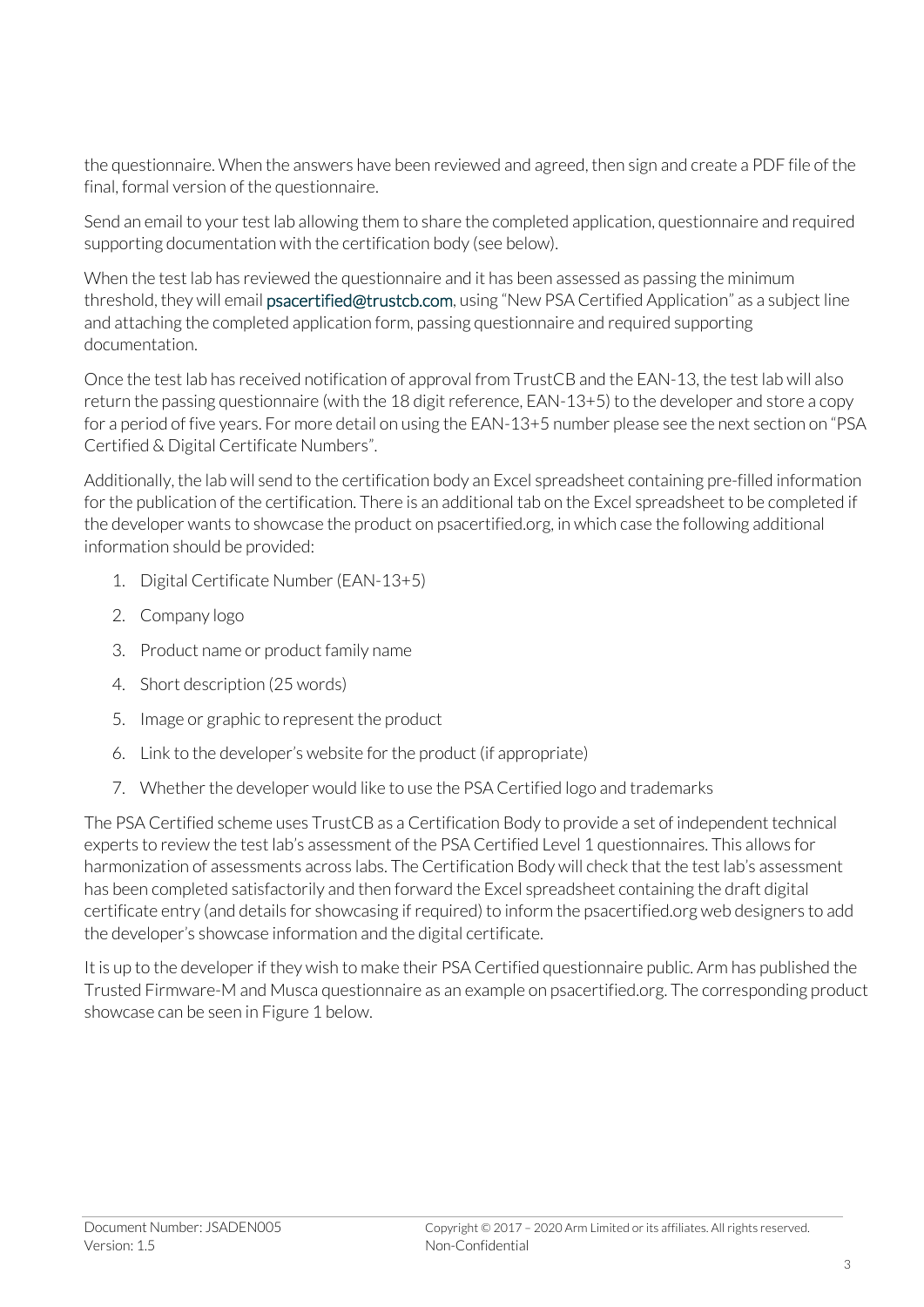the questionnaire. When the answers have been reviewed and agreed, then sign and create a PDF file of the final, formal version of the questionnaire.

Send an email to your test lab allowing them to share the completed application, questionnaire and required supporting documentation with the certification body (see below).

When the test lab has reviewed the questionnaire and it has been assessed as passing the minimum threshold, they will email psacertified@trustcb.com, using "New PSA Certified Application" as a subject line and attaching the completed application form, passing questionnaire and required supporting documentation.

Once the test lab has received notification of approval from TrustCB and the EAN-13, the test lab will also return the passing questionnaire (with the 18 digit reference, EAN-13+5) to the developer and store a copy for a period of five years. For more detail on using the EAN-13+5 number please see the next section on "PSA Certified & Digital Certificate Numbers".

Additionally, the lab will send to the certification body an Excel spreadsheet containing pre-filled information for the publication of the certification. There is an additional tab on the Excel spreadsheet to be completed if the developer wants to showcase the product on psacertified.org, in which case the following additional information should be provided:

1. Digital Certificate Number (EAN-13+5)
2. Company logo
3. Product name or product family name
4. Short description (25 words)
5. Image or graphic to represent the product
6. Link to the developer's website for the product (if appropriate)
7. Whether the developer would like to use the PSA Certified logo and trademarks

The PSA Certified scheme uses TrustCB as a Certification Body to provide a set of independent technical experts to review the test lab's assessment of the PSA Certified Level 1 questionnaires. This allows for harmonization of assessments across labs. The Certification Body will check that the test lab's assessment has been completed satisfactorily and then forward the Excel spreadsheet containing the draft digital certificate entry (and details for showcasing if required) to inform the psacertified.org web designers to add the developer's showcase information and the digital certificate.

It is up to the developer if they wish to make their PSA Certified questionnaire public. Arm has published the Trusted Firmware-M and Musca questionnaire as an example on psacertified.org. The corresponding product showcase can be seen in Figure 1 below.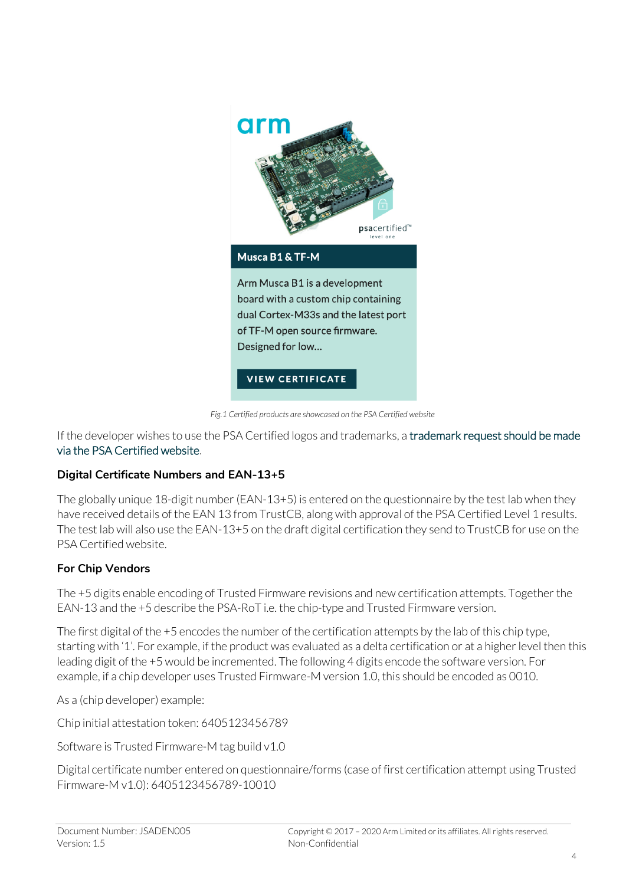*Fig.1 Certified products are showcased on the PSA Certified website*

If the developer wishes to use the PSA Certified logos and trademarks, a trademark request should be made via the PSA Certified website.

### Digital Certificate Numbers and EAN-13+5

The globally unique 18-digit number (EAN-13+5) is entered on the questionnaire by the test lab when they have received details of the EAN 13 from TrustCB, along with approval of the PSA Certified Level 1 results. The test lab will also use the EAN-13+5 on the draft digital certification they send to TrustCB for use on the PSA Certified website.

### For Chip Vendors

The +5 digits enable encoding of Trusted Firmware revisions and new certification attempts. Together the EAN-13 and the +5 describe the PSA-RoT i.e. the chip-type and Trusted Firmware version.

The first digital of the +5 encodes the number of the certification attempts by the lab of this chip type, starting with '1'. For example, if the product was evaluated as a delta certification or at a higher level then this leading digit of the +5 would be incremented. The following 4 digits encode the software version. For example, if a chip developer uses Trusted Firmware-M version 1.0, this should be encoded as 0010.

As a (chip developer) example:

Chip initial attestation token: 6405123456789

Software is Trusted Firmware-M tag build v1.0

Digital certificate number entered on questionnaire/forms (case of first certification attempt using Trusted Firmware-M v1.0): 6405123456789-10010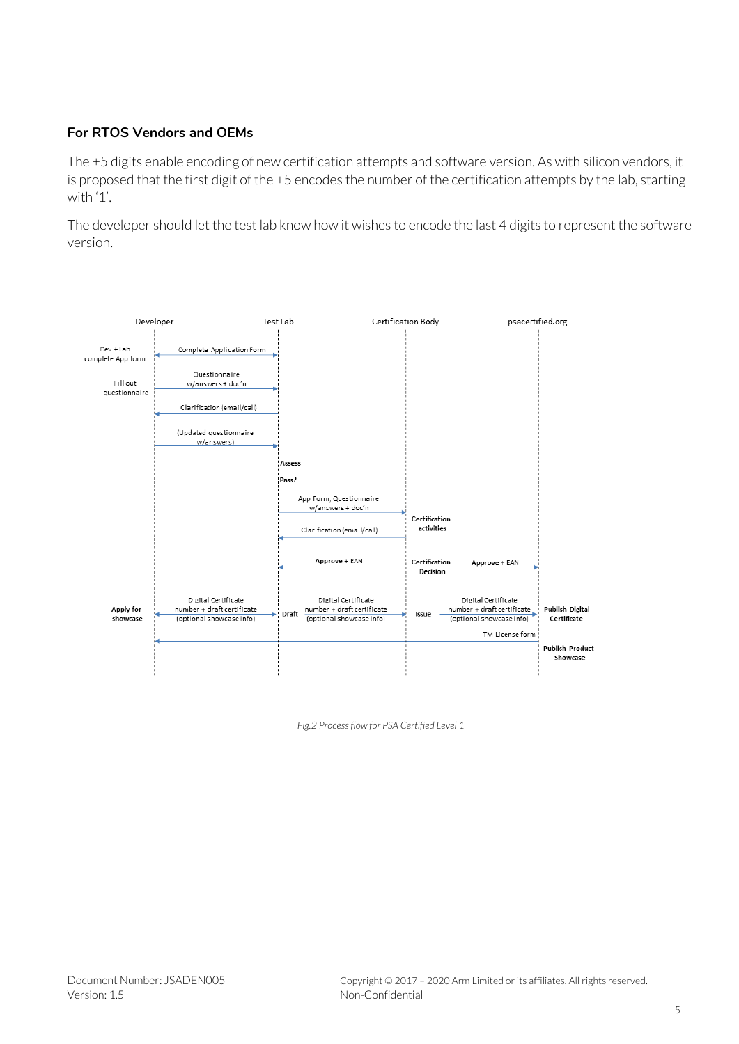### For RTOS Vendors and OEMs

The +5 digits enable encoding of new certification attempts and software version. As with silicon vendors, it is proposed that the first digit of the +5 encodes the number of the certification attempts by the lab, starting with '1'.

The developer should let the test lab know how it wishes to encode the last 4 digits to represent the software version.

Developer | Test Lab | Certification Body | psacertified.org

Dev + Lab complete App form — Complete Application Form

Fill out questionnaire — Questionnaire w/answers + doc'n

Clarification (email/call)

(Updated questionnaire w/answers)

**Assess**

**Pass?**

App Form, Questionnaire w/answers + doc'n

**Certification activities**

Clarification (email/call)

**Approve + EAN**

**Certification Decision**

Approve + EAN

**Apply for showcase** — Digital Certificate number + draft certificate (optional showcase info) — **Draft** — Digital Certificate number + draft certificate (optional showcase info) — **Issue** — Digital Certificate number + draft certificate (optional showcase info) — **Publish Digital Certificate**

TM License form

**Publish Product Showcase**

*Fig.2 Process flow for PSA Certified Level 1*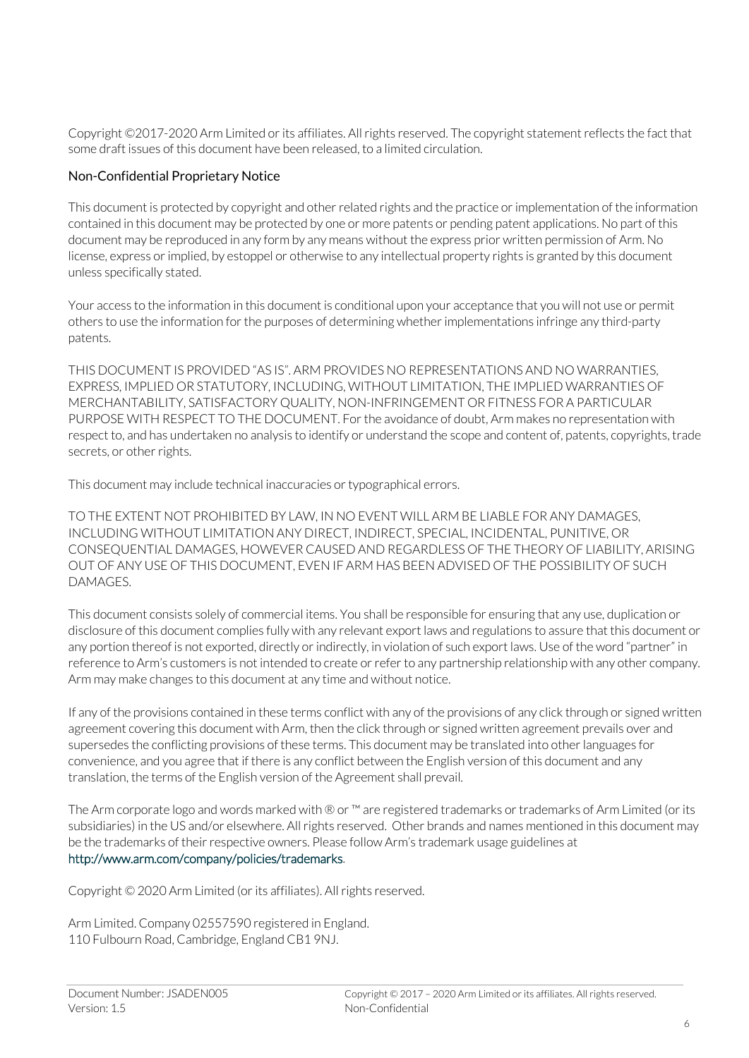Copyright ©2017-2020 Arm Limited or its affiliates. All rights reserved. The copyright statement reflects the fact that some draft issues of this document have been released, to a limited circulation.

## Non-Confidential Proprietary Notice

This document is protected by copyright and other related rights and the practice or implementation of the information contained in this document may be protected by one or more patents or pending patent applications. No part of this document may be reproduced in any form by any means without the express prior written permission of Arm. No license, express or implied, by estoppel or otherwise to any intellectual property rights is granted by this document unless specifically stated.

Your access to the information in this document is conditional upon your acceptance that you will not use or permit others to use the information for the purposes of determining whether implementations infringe any third-party patents.

THIS DOCUMENT IS PROVIDED "AS IS". ARM PROVIDES NO REPRESENTATIONS AND NO WARRANTIES, EXPRESS, IMPLIED OR STATUTORY, INCLUDING, WITHOUT LIMITATION, THE IMPLIED WARRANTIES OF MERCHANTABILITY, SATISFACTORY QUALITY, NON-INFRINGEMENT OR FITNESS FOR A PARTICULAR PURPOSE WITH RESPECT TO THE DOCUMENT. For the avoidance of doubt, Arm makes no representation with respect to, and has undertaken no analysis to identify or understand the scope and content of, patents, copyrights, trade secrets, or other rights.

This document may include technical inaccuracies or typographical errors.

TO THE EXTENT NOT PROHIBITED BY LAW, IN NO EVENT WILL ARM BE LIABLE FOR ANY DAMAGES, INCLUDING WITHOUT LIMITATION ANY DIRECT, INDIRECT, SPECIAL, INCIDENTAL, PUNITIVE, OR CONSEQUENTIAL DAMAGES, HOWEVER CAUSED AND REGARDLESS OF THE THEORY OF LIABILITY, ARISING OUT OF ANY USE OF THIS DOCUMENT, EVEN IF ARM HAS BEEN ADVISED OF THE POSSIBILITY OF SUCH DAMAGES.

This document consists solely of commercial items. You shall be responsible for ensuring that any use, duplication or disclosure of this document complies fully with any relevant export laws and regulations to assure that this document or any portion thereof is not exported, directly or indirectly, in violation of such export laws. Use of the word "partner" in reference to Arm's customers is not intended to create or refer to any partnership relationship with any other company. Arm may make changes to this document at any time and without notice.

If any of the provisions contained in these terms conflict with any of the provisions of any click through or signed written agreement covering this document with Arm, then the click through or signed written agreement prevails over and supersedes the conflicting provisions of these terms. This document may be translated into other languages for convenience, and you agree that if there is any conflict between the English version of this document and any translation, the terms of the English version of the Agreement shall prevail.

The Arm corporate logo and words marked with ® or ™ are registered trademarks or trademarks of Arm Limited (or its subsidiaries) in the US and/or elsewhere. All rights reserved. Other brands and names mentioned in this document may be the trademarks of their respective owners. Please follow Arm's trademark usage guidelines at http://www.arm.com/company/policies/trademarks.

Copyright © 2020 Arm Limited (or its affiliates). All rights reserved.

Arm Limited. Company 02557590 registered in England.
110 Fulbourn Road, Cambridge, England CB1 9NJ.